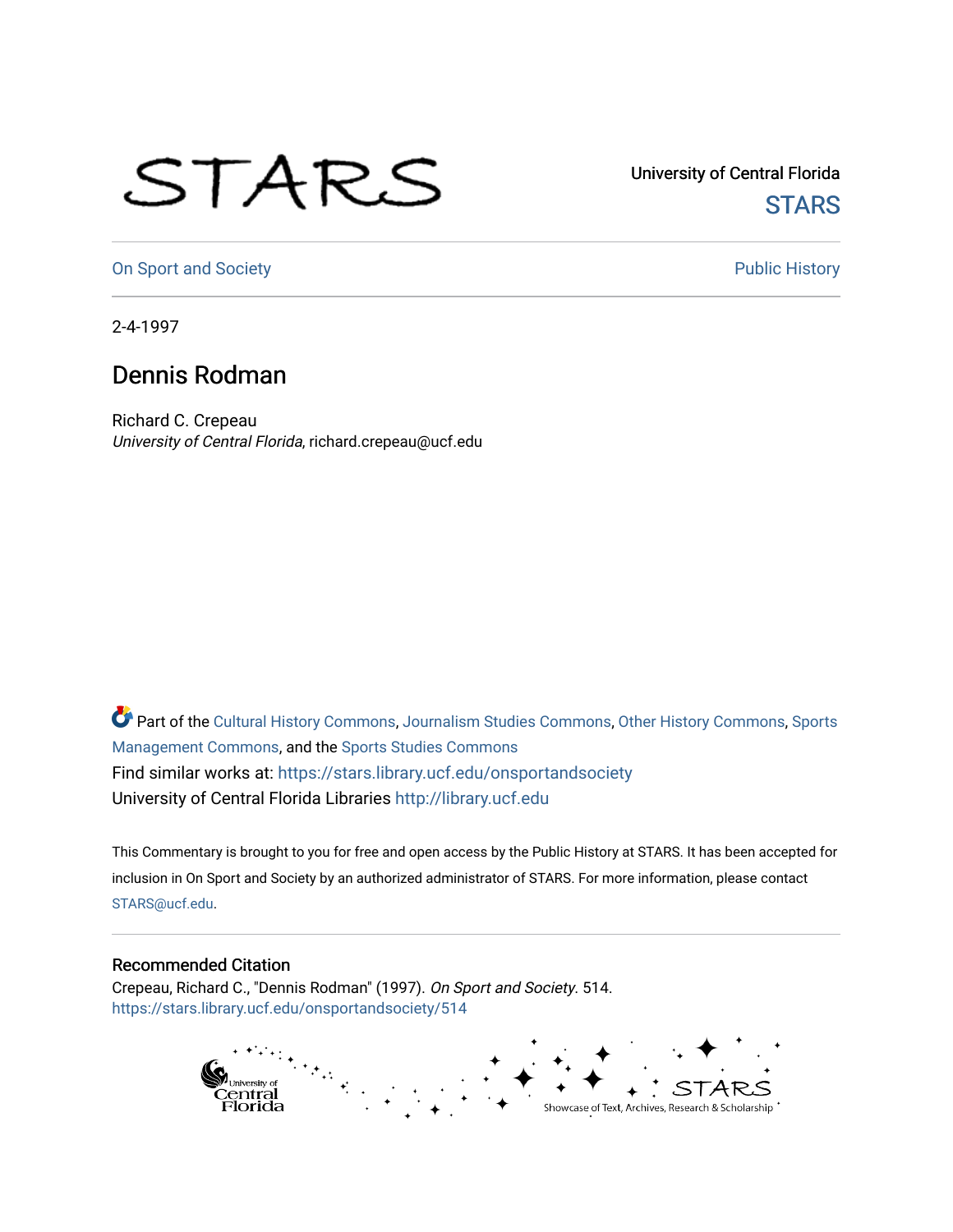University of Central Florida

STARS

On Sport and Society

Public History

2-4-1997

# Dennis Rodman

Richard C. Crepeau

*University of Central Florida*, richard.crepeau@ucf.edu

Part of the Cultural History Commons, Journalism Studies Commons, Other History Commons, Sports Management Commons, and the Sports Studies Commons

Find similar works at: https://stars.library.ucf.edu/onsportandsociety

University of Central Florida Libraries http://library.ucf.edu

This Commentary is brought to you for free and open access by the Public History at STARS. It has been accepted for inclusion in On Sport and Society by an authorized administrator of STARS. For more information, please contact STARS@ucf.edu.

## Recommended Citation

Crepeau, Richard C., "Dennis Rodman" (1997). *On Sport and Society*. 514.
https://stars.library.ucf.edu/onsportandsociety/514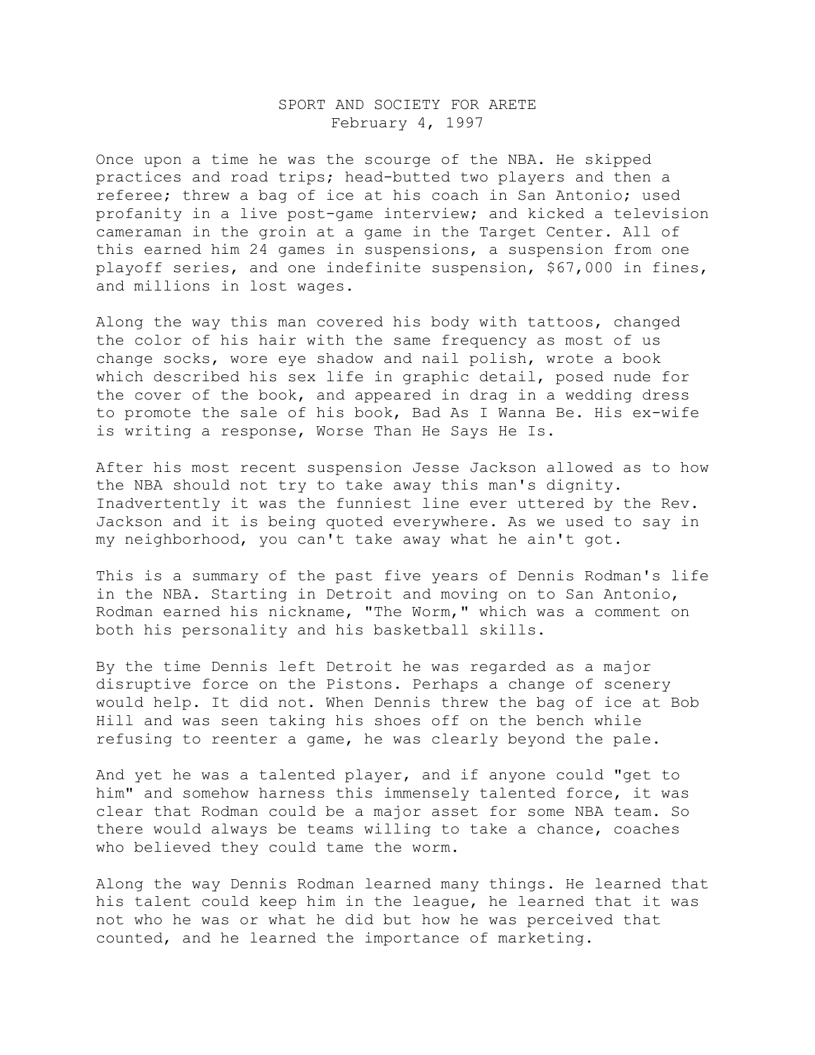SPORT AND SOCIETY FOR ARETE
February 4, 1997

Once upon a time he was the scourge of the NBA. He skipped practices and road trips; head-butted two players and then a referee; threw a bag of ice at his coach in San Antonio; used profanity in a live post-game interview; and kicked a television cameraman in the groin at a game in the Target Center. All of this earned him 24 games in suspensions, a suspension from one playoff series, and one indefinite suspension, $67,000 in fines, and millions in lost wages.

Along the way this man covered his body with tattoos, changed the color of his hair with the same frequency as most of us change socks, wore eye shadow and nail polish, wrote a book which described his sex life in graphic detail, posed nude for the cover of the book, and appeared in drag in a wedding dress to promote the sale of his book, Bad As I Wanna Be. His ex-wife is writing a response, Worse Than He Says He Is.

After his most recent suspension Jesse Jackson allowed as to how the NBA should not try to take away this man's dignity. Inadvertently it was the funniest line ever uttered by the Rev. Jackson and it is being quoted everywhere. As we used to say in my neighborhood, you can't take away what he ain't got.

This is a summary of the past five years of Dennis Rodman's life in the NBA. Starting in Detroit and moving on to San Antonio, Rodman earned his nickname, "The Worm," which was a comment on both his personality and his basketball skills.

By the time Dennis left Detroit he was regarded as a major disruptive force on the Pistons. Perhaps a change of scenery would help. It did not. When Dennis threw the bag of ice at Bob Hill and was seen taking his shoes off on the bench while refusing to reenter a game, he was clearly beyond the pale.

And yet he was a talented player, and if anyone could "get to him" and somehow harness this immensely talented force, it was clear that Rodman could be a major asset for some NBA team. So there would always be teams willing to take a chance, coaches who believed they could tame the worm.

Along the way Dennis Rodman learned many things. He learned that his talent could keep him in the league, he learned that it was not who he was or what he did but how he was perceived that counted, and he learned the importance of marketing.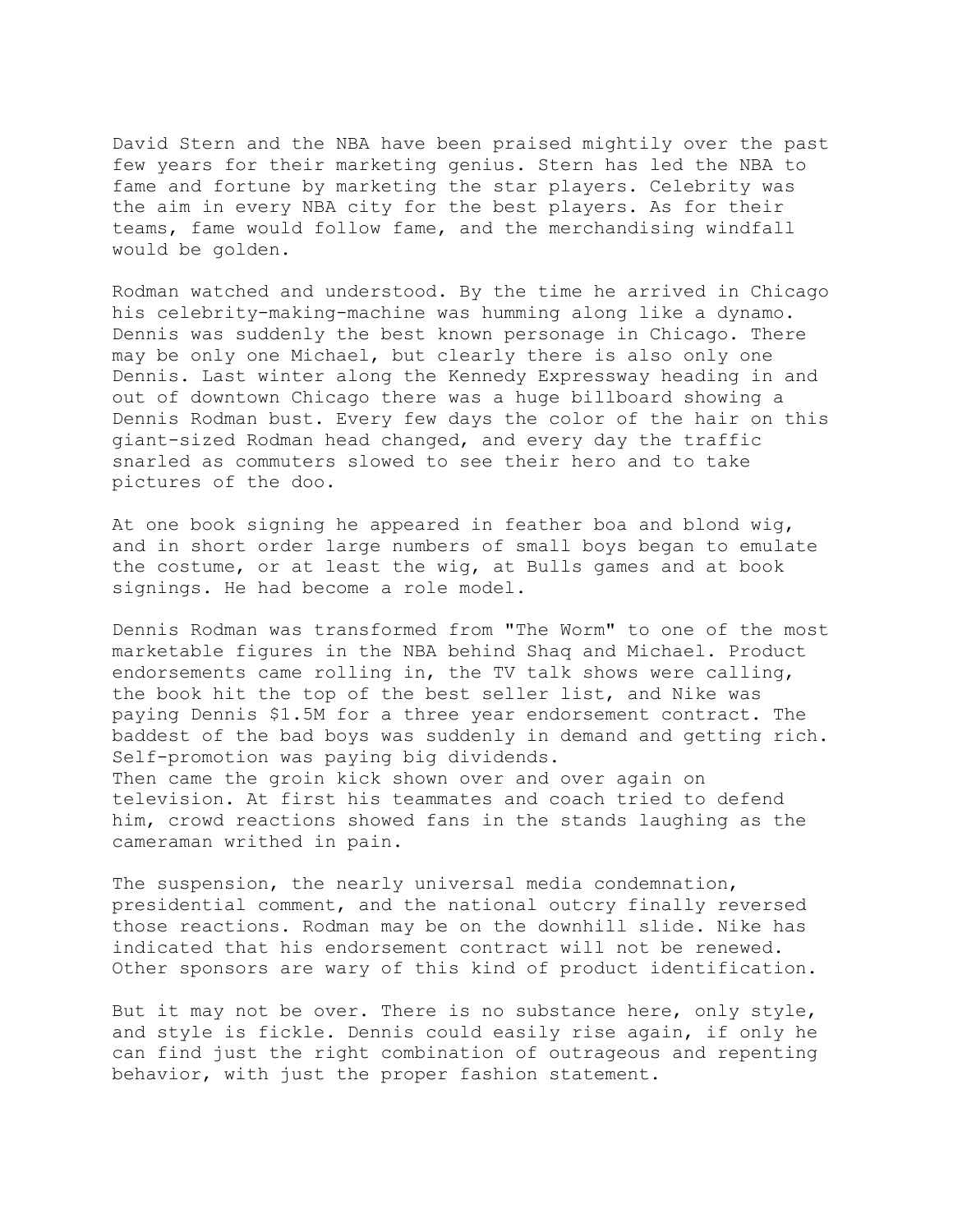David Stern and the NBA have been praised mightily over the past few years for their marketing genius. Stern has led the NBA to fame and fortune by marketing the star players. Celebrity was the aim in every NBA city for the best players. As for their teams, fame would follow fame, and the merchandising windfall would be golden.

Rodman watched and understood. By the time he arrived in Chicago his celebrity-making-machine was humming along like a dynamo. Dennis was suddenly the best known personage in Chicago. There may be only one Michael, but clearly there is also only one Dennis. Last winter along the Kennedy Expressway heading in and out of downtown Chicago there was a huge billboard showing a Dennis Rodman bust. Every few days the color of the hair on this giant-sized Rodman head changed, and every day the traffic snarled as commuters slowed to see their hero and to take pictures of the doo.

At one book signing he appeared in feather boa and blond wig, and in short order large numbers of small boys began to emulate the costume, or at least the wig, at Bulls games and at book signings. He had become a role model.

Dennis Rodman was transformed from "The Worm" to one of the most marketable figures in the NBA behind Shaq and Michael. Product endorsements came rolling in, the TV talk shows were calling, the book hit the top of the best seller list, and Nike was paying Dennis $1.5M for a three year endorsement contract. The baddest of the bad boys was suddenly in demand and getting rich. Self-promotion was paying big dividends.
Then came the groin kick shown over and over again on television. At first his teammates and coach tried to defend him, crowd reactions showed fans in the stands laughing as the cameraman writhed in pain.

The suspension, the nearly universal media condemnation, presidential comment, and the national outcry finally reversed those reactions. Rodman may be on the downhill slide. Nike has indicated that his endorsement contract will not be renewed. Other sponsors are wary of this kind of product identification.

But it may not be over. There is no substance here, only style, and style is fickle. Dennis could easily rise again, if only he can find just the right combination of outrageous and repenting behavior, with just the proper fashion statement.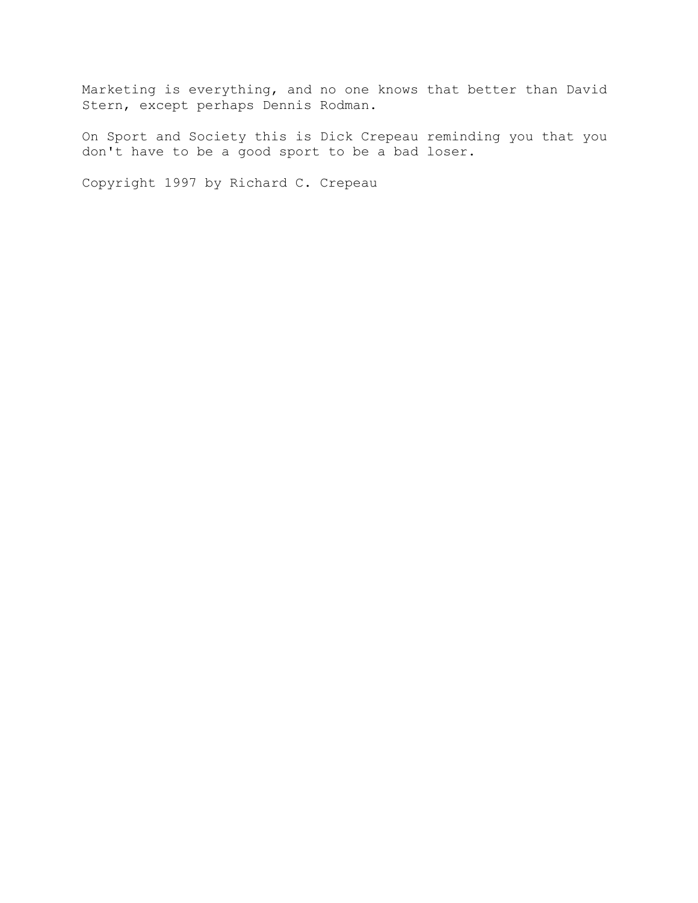Marketing is everything, and no one knows that better than David Stern, except perhaps Dennis Rodman.

On Sport and Society this is Dick Crepeau reminding you that you don't have to be a good sport to be a bad loser.

Copyright 1997 by Richard C. Crepeau